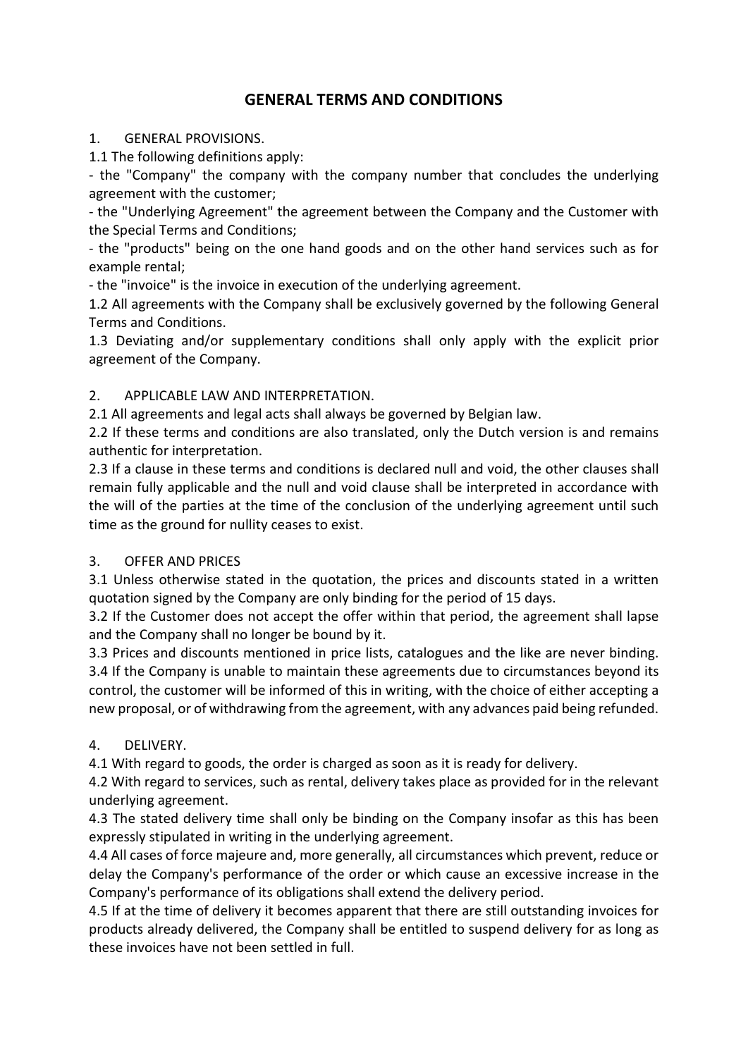# GENERAL TERMS AND CONDITIONS

## 1. GENERAL PROVISIONS.

1.1 The following definitions apply:

- the "Company" the company with the company number that concludes the underlying agreement with the customer;
- the "Underlying Agreement" the agreement between the Company and the Customer with the Special Terms and Conditions;
- the "products" being on the one hand goods and on the other hand services such as for example rental;
- the "invoice" is the invoice in execution of the underlying agreement.

1.2 All agreements with the Company shall be exclusively governed by the following General Terms and Conditions.

1.3 Deviating and/or supplementary conditions shall only apply with the explicit prior agreement of the Company.

## 2. APPLICABLE LAW AND INTERPRETATION.

2.1 All agreements and legal acts shall always be governed by Belgian law.

2.2 If these terms and conditions are also translated, only the Dutch version is and remains authentic for interpretation.

2.3 If a clause in these terms and conditions is declared null and void, the other clauses shall remain fully applicable and the null and void clause shall be interpreted in accordance with the will of the parties at the time of the conclusion of the underlying agreement until such time as the ground for nullity ceases to exist.

## 3. OFFER AND PRICES

3.1 Unless otherwise stated in the quotation, the prices and discounts stated in a written quotation signed by the Company are only binding for the period of 15 days.

3.2 If the Customer does not accept the offer within that period, the agreement shall lapse and the Company shall no longer be bound by it.

3.3 Prices and discounts mentioned in price lists, catalogues and the like are never binding.

3.4 If the Company is unable to maintain these agreements due to circumstances beyond its control, the customer will be informed of this in writing, with the choice of either accepting a new proposal, or of withdrawing from the agreement, with any advances paid being refunded.

## 4. DELIVERY.

4.1 With regard to goods, the order is charged as soon as it is ready for delivery.

4.2 With regard to services, such as rental, delivery takes place as provided for in the relevant underlying agreement.

4.3 The stated delivery time shall only be binding on the Company insofar as this has been expressly stipulated in writing in the underlying agreement.

4.4 All cases of force majeure and, more generally, all circumstances which prevent, reduce or delay the Company's performance of the order or which cause an excessive increase in the Company's performance of its obligations shall extend the delivery period.

4.5 If at the time of delivery it becomes apparent that there are still outstanding invoices for products already delivered, the Company shall be entitled to suspend delivery for as long as these invoices have not been settled in full.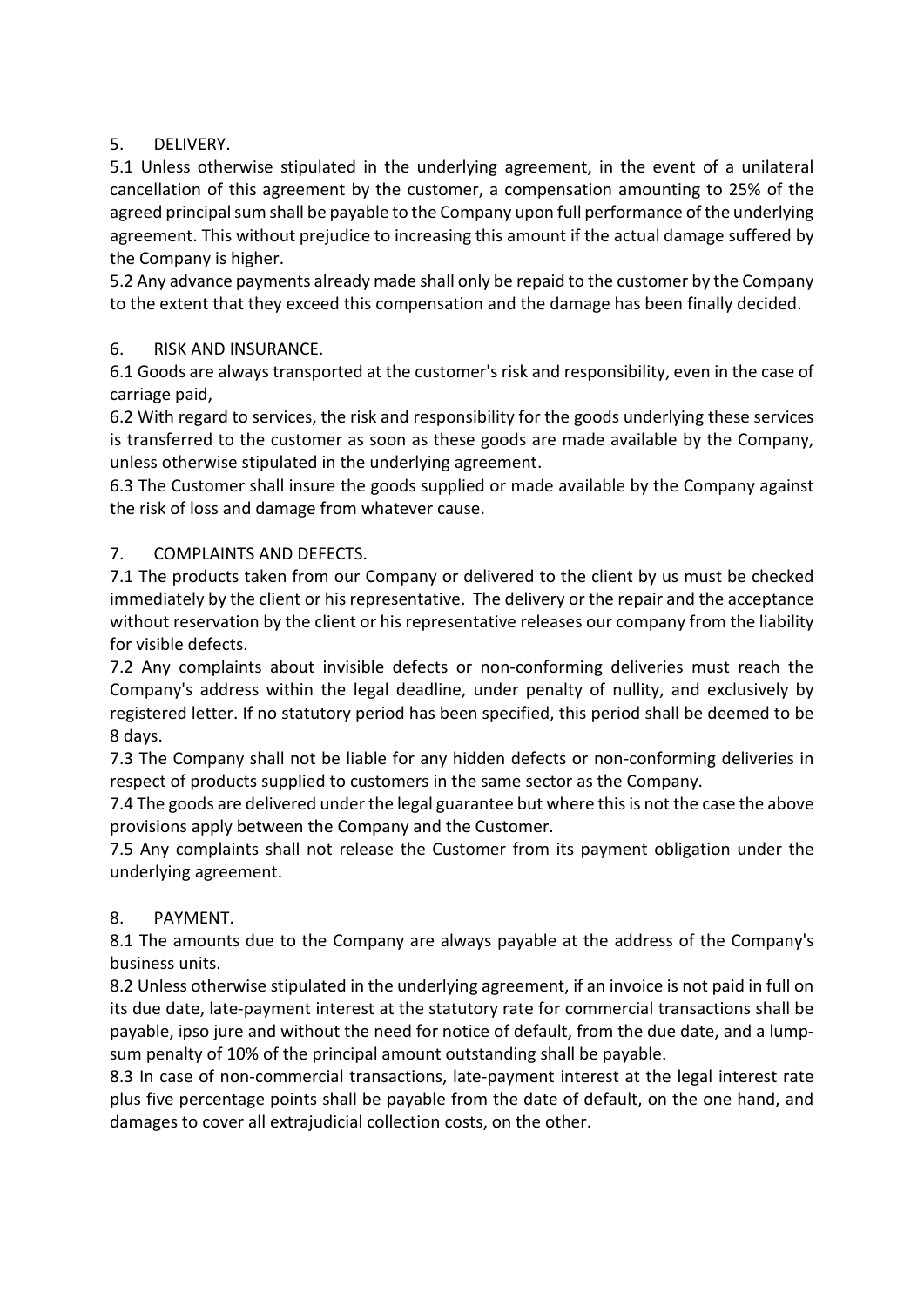## 5. DELIVERY.

5.1 Unless otherwise stipulated in the underlying agreement, in the event of a unilateral cancellation of this agreement by the customer, a compensation amounting to 25% of the agreed principal sum shall be payable to the Company upon full performance of the underlying agreement. This without prejudice to increasing this amount if the actual damage suffered by the Company is higher.

5.2 Any advance payments already made shall only be repaid to the customer by the Company to the extent that they exceed this compensation and the damage has been finally decided.

## 6. RISK AND INSURANCE.

6.1 Goods are always transported at the customer's risk and responsibility, even in the case of carriage paid,

6.2 With regard to services, the risk and responsibility for the goods underlying these services is transferred to the customer as soon as these goods are made available by the Company, unless otherwise stipulated in the underlying agreement.

6.3 The Customer shall insure the goods supplied or made available by the Company against the risk of loss and damage from whatever cause.

## 7. COMPLAINTS AND DEFECTS.

7.1 The products taken from our Company or delivered to the client by us must be checked immediately by the client or his representative. The delivery or the repair and the acceptance without reservation by the client or his representative releases our company from the liability for visible defects.

7.2 Any complaints about invisible defects or non-conforming deliveries must reach the Company's address within the legal deadline, under penalty of nullity, and exclusively by registered letter. If no statutory period has been specified, this period shall be deemed to be 8 days.

7.3 The Company shall not be liable for any hidden defects or non-conforming deliveries in respect of products supplied to customers in the same sector as the Company.

7.4 The goods are delivered under the legal guarantee but where this is not the case the above provisions apply between the Company and the Customer.

7.5 Any complaints shall not release the Customer from its payment obligation under the underlying agreement.

## 8. PAYMENT.

8.1 The amounts due to the Company are always payable at the address of the Company's business units.

8.2 Unless otherwise stipulated in the underlying agreement, if an invoice is not paid in full on its due date, late-payment interest at the statutory rate for commercial transactions shall be payable, ipso jure and without the need for notice of default, from the due date, and a lump-sum penalty of 10% of the principal amount outstanding shall be payable.

8.3 In case of non-commercial transactions, late-payment interest at the legal interest rate plus five percentage points shall be payable from the date of default, on the one hand, and damages to cover all extrajudicial collection costs, on the other.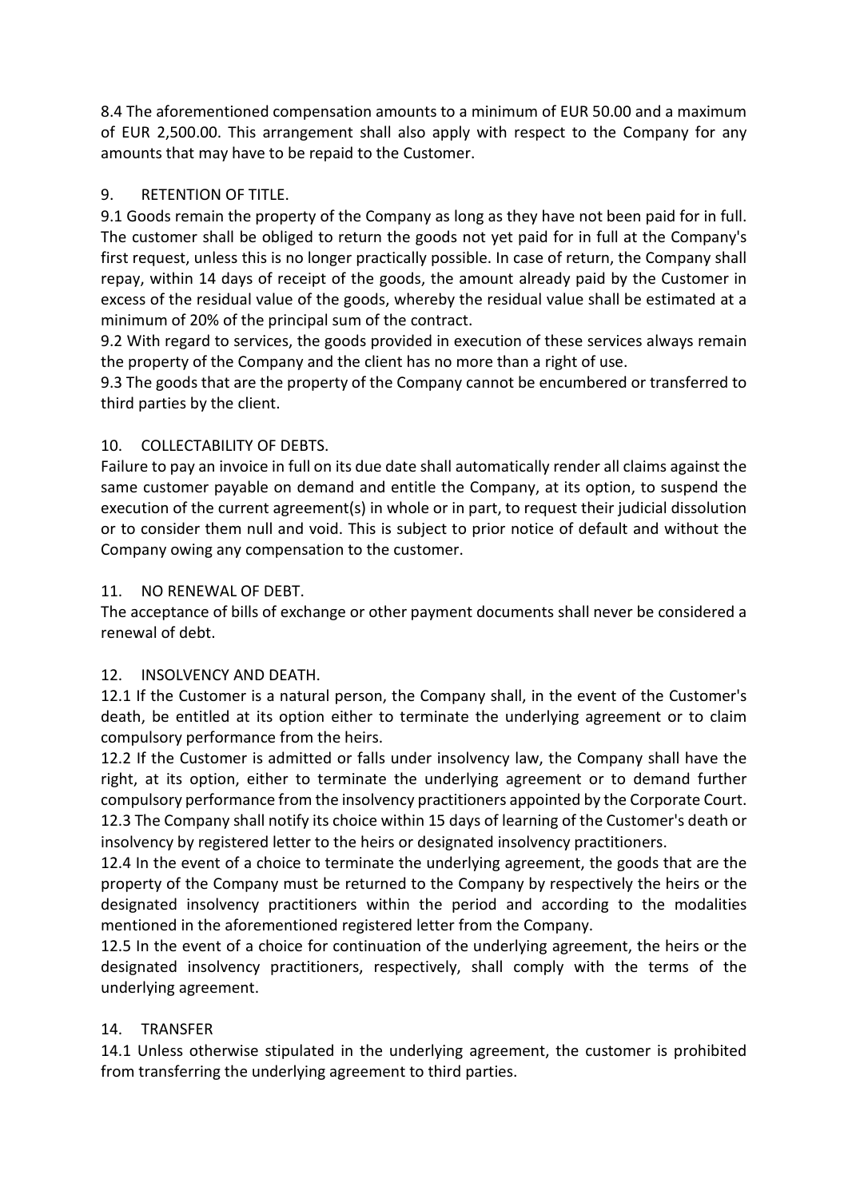8.4 The aforementioned compensation amounts to a minimum of EUR 50.00 and a maximum of EUR 2,500.00. This arrangement shall also apply with respect to the Company for any amounts that may have to be repaid to the Customer.

## 9. RETENTION OF TITLE.

9.1 Goods remain the property of the Company as long as they have not been paid for in full. The customer shall be obliged to return the goods not yet paid for in full at the Company's first request, unless this is no longer practically possible. In case of return, the Company shall repay, within 14 days of receipt of the goods, the amount already paid by the Customer in excess of the residual value of the goods, whereby the residual value shall be estimated at a minimum of 20% of the principal sum of the contract.

9.2 With regard to services, the goods provided in execution of these services always remain the property of the Company and the client has no more than a right of use.

9.3 The goods that are the property of the Company cannot be encumbered or transferred to third parties by the client.

## 10. COLLECTABILITY OF DEBTS.

Failure to pay an invoice in full on its due date shall automatically render all claims against the same customer payable on demand and entitle the Company, at its option, to suspend the execution of the current agreement(s) in whole or in part, to request their judicial dissolution or to consider them null and void. This is subject to prior notice of default and without the Company owing any compensation to the customer.

## 11. NO RENEWAL OF DEBT.

The acceptance of bills of exchange or other payment documents shall never be considered a renewal of debt.

## 12. INSOLVENCY AND DEATH.

12.1 If the Customer is a natural person, the Company shall, in the event of the Customer's death, be entitled at its option either to terminate the underlying agreement or to claim compulsory performance from the heirs.

12.2 If the Customer is admitted or falls under insolvency law, the Company shall have the right, at its option, either to terminate the underlying agreement or to demand further compulsory performance from the insolvency practitioners appointed by the Corporate Court.

12.3 The Company shall notify its choice within 15 days of learning of the Customer's death or insolvency by registered letter to the heirs or designated insolvency practitioners.

12.4 In the event of a choice to terminate the underlying agreement, the goods that are the property of the Company must be returned to the Company by respectively the heirs or the designated insolvency practitioners within the period and according to the modalities mentioned in the aforementioned registered letter from the Company.

12.5 In the event of a choice for continuation of the underlying agreement, the heirs or the designated insolvency practitioners, respectively, shall comply with the terms of the underlying agreement.

## 14. TRANSFER

14.1 Unless otherwise stipulated in the underlying agreement, the customer is prohibited from transferring the underlying agreement to third parties.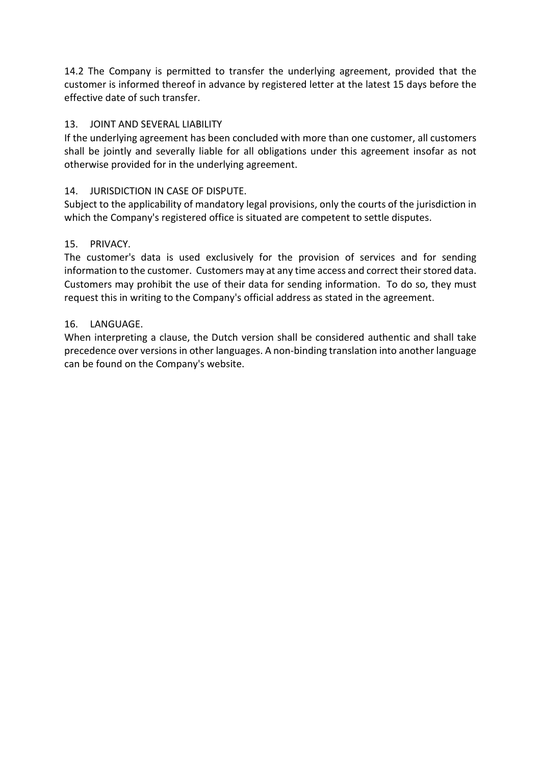14.2 The Company is permitted to transfer the underlying agreement, provided that the customer is informed thereof in advance by registered letter at the latest 15 days before the effective date of such transfer.

## 13. JOINT AND SEVERAL LIABILITY

If the underlying agreement has been concluded with more than one customer, all customers shall be jointly and severally liable for all obligations under this agreement insofar as not otherwise provided for in the underlying agreement.

## 14. JURISDICTION IN CASE OF DISPUTE.

Subject to the applicability of mandatory legal provisions, only the courts of the jurisdiction in which the Company's registered office is situated are competent to settle disputes.

## 15. PRIVACY.

The customer's data is used exclusively for the provision of services and for sending information to the customer. Customers may at any time access and correct their stored data. Customers may prohibit the use of their data for sending information. To do so, they must request this in writing to the Company's official address as stated in the agreement.

## 16. LANGUAGE.

When interpreting a clause, the Dutch version shall be considered authentic and shall take precedence over versions in other languages. A non-binding translation into another language can be found on the Company's website.